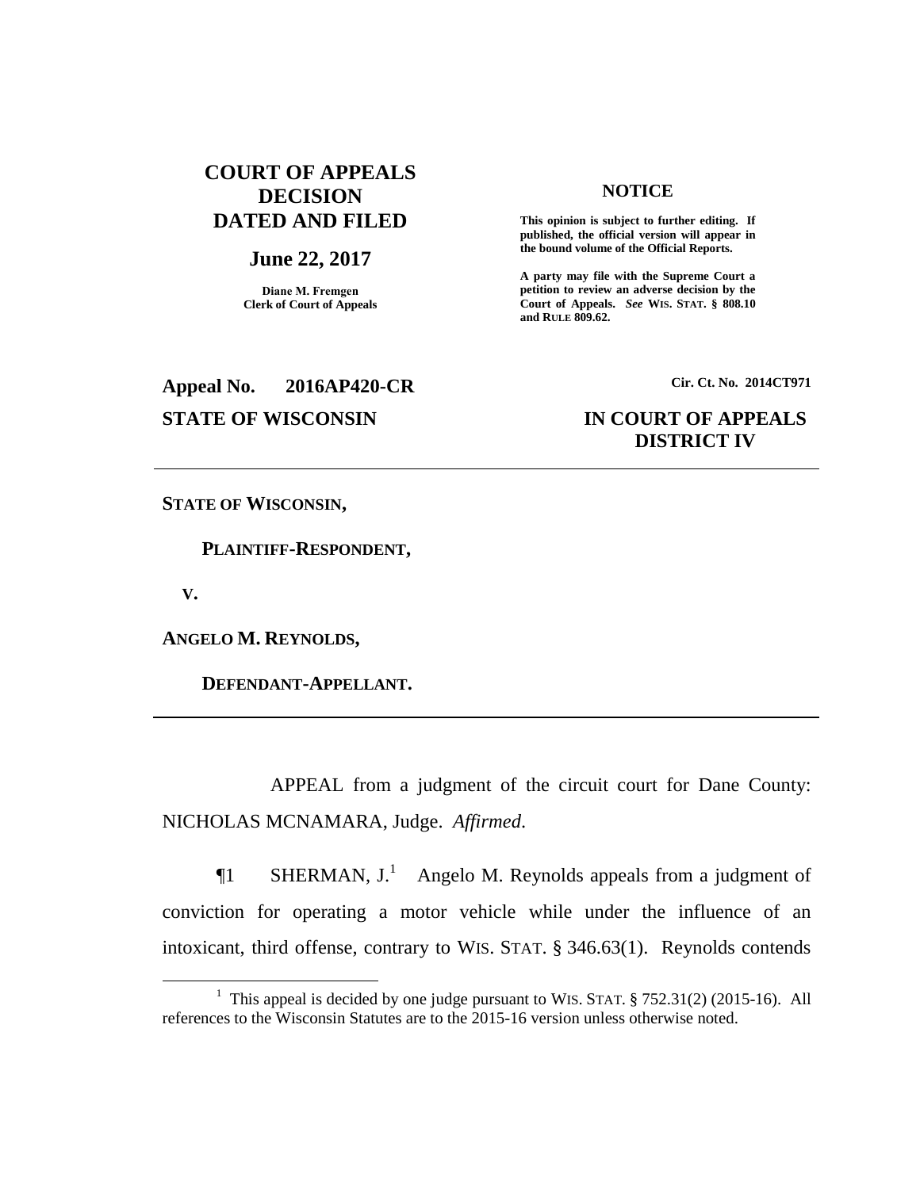**COURT OF APPEALS DECISION DATED AND FILED**

**June 22, 2017**

**Diane M. Fremgen**
**Clerk of Court of Appeals**

**NOTICE**

**This opinion is subject to further editing. If published, the official version will appear in the bound volume of the Official Reports.**

**A party may file with the Supreme Court a petition to review an adverse decision by the Court of Appeals.** ***See*** **WIS. STAT. § 808.10 and RULE 809.62.**

**Appeal No. 2016AP420-CR**

**Cir. Ct. No. 2014CT971**

**STATE OF WISCONSIN**

**IN COURT OF APPEALS**
**DISTRICT IV**

---

**STATE OF WISCONSIN,**

**PLAINTIFF-RESPONDENT,**

**V.**

**ANGELO M. REYNOLDS,**

**DEFENDANT-APPELLANT.**

---

APPEAL from a judgment of the circuit court for Dane County: NICHOLAS MCNAMARA, Judge. *Affirmed*.

¶1 SHERMAN, J.[1] Angelo M. Reynolds appeals from a judgment of conviction for operating a motor vehicle while under the influence of an intoxicant, third offense, contrary to WIS. STAT. § 346.63(1). Reynolds contends

---

[1] This appeal is decided by one judge pursuant to WIS. STAT. § 752.31(2) (2015-16). All references to the Wisconsin Statutes are to the 2015-16 version unless otherwise noted.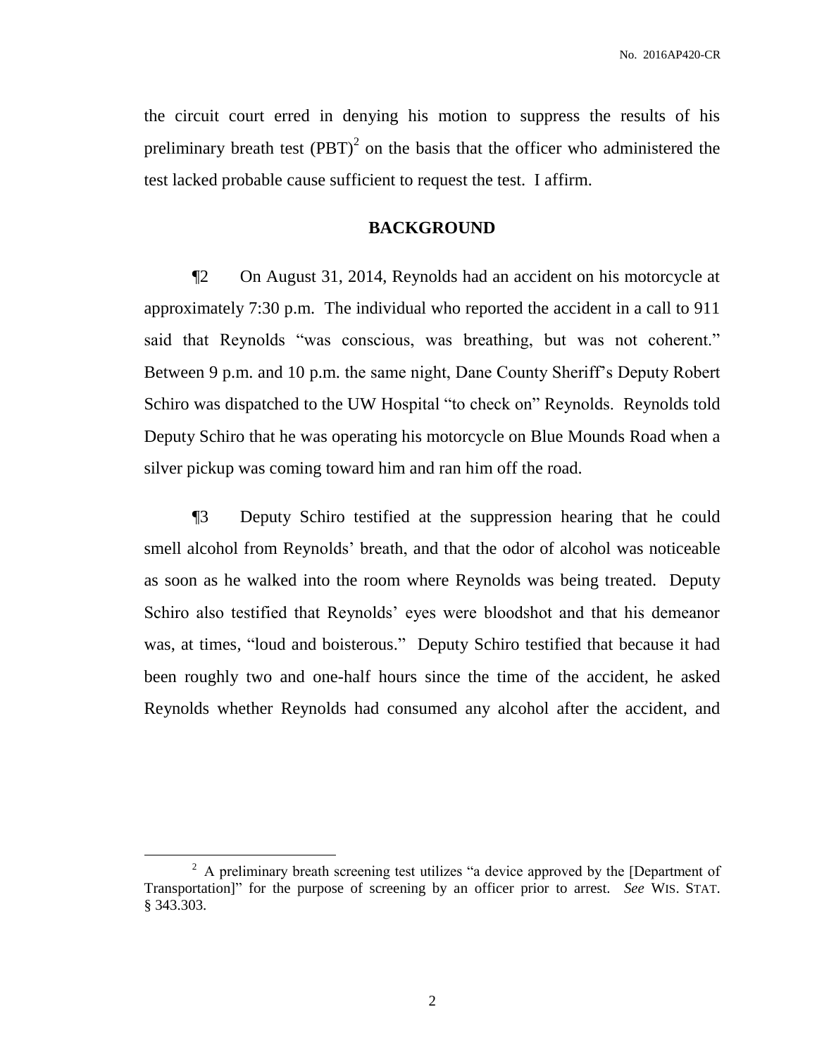the circuit court erred in denying his motion to suppress the results of his preliminary breath test (PBT)[2] on the basis that the officer who administered the test lacked probable cause sufficient to request the test. I affirm.

## BACKGROUND

¶2 On August 31, 2014, Reynolds had an accident on his motorcycle at approximately 7:30 p.m. The individual who reported the accident in a call to 911 said that Reynolds "was conscious, was breathing, but was not coherent." Between 9 p.m. and 10 p.m. the same night, Dane County Sheriff's Deputy Robert Schiro was dispatched to the UW Hospital "to check on" Reynolds. Reynolds told Deputy Schiro that he was operating his motorcycle on Blue Mounds Road when a silver pickup was coming toward him and ran him off the road.

¶3 Deputy Schiro testified at the suppression hearing that he could smell alcohol from Reynolds' breath, and that the odor of alcohol was noticeable as soon as he walked into the room where Reynolds was being treated. Deputy Schiro also testified that Reynolds' eyes were bloodshot and that his demeanor was, at times, "loud and boisterous." Deputy Schiro testified that because it had been roughly two and one-half hours since the time of the accident, he asked Reynolds whether Reynolds had consumed any alcohol after the accident, and

[2] A preliminary breath screening test utilizes "a device approved by the [Department of Transportation]" for the purpose of screening by an officer prior to arrest. *See* WIS. STAT. § 343.303.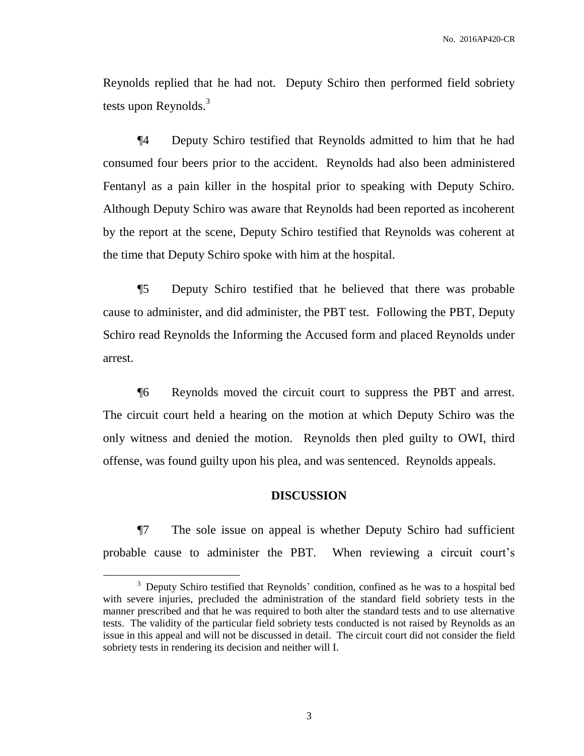Reynolds replied that he had not. Deputy Schiro then performed field sobriety tests upon Reynolds.[3]

¶4 Deputy Schiro testified that Reynolds admitted to him that he had consumed four beers prior to the accident. Reynolds had also been administered Fentanyl as a pain killer in the hospital prior to speaking with Deputy Schiro. Although Deputy Schiro was aware that Reynolds had been reported as incoherent by the report at the scene, Deputy Schiro testified that Reynolds was coherent at the time that Deputy Schiro spoke with him at the hospital.

¶5 Deputy Schiro testified that he believed that there was probable cause to administer, and did administer, the PBT test. Following the PBT, Deputy Schiro read Reynolds the Informing the Accused form and placed Reynolds under arrest.

¶6 Reynolds moved the circuit court to suppress the PBT and arrest. The circuit court held a hearing on the motion at which Deputy Schiro was the only witness and denied the motion. Reynolds then pled guilty to OWI, third offense, was found guilty upon his plea, and was sentenced. Reynolds appeals.

## DISCUSSION

¶7 The sole issue on appeal is whether Deputy Schiro had sufficient probable cause to administer the PBT. When reviewing a circuit court's

---

[3] Deputy Schiro testified that Reynolds' condition, confined as he was to a hospital bed with severe injuries, precluded the administration of the standard field sobriety tests in the manner prescribed and that he was required to both alter the standard tests and to use alternative tests. The validity of the particular field sobriety tests conducted is not raised by Reynolds as an issue in this appeal and will not be discussed in detail. The circuit court did not consider the field sobriety tests in rendering its decision and neither will I.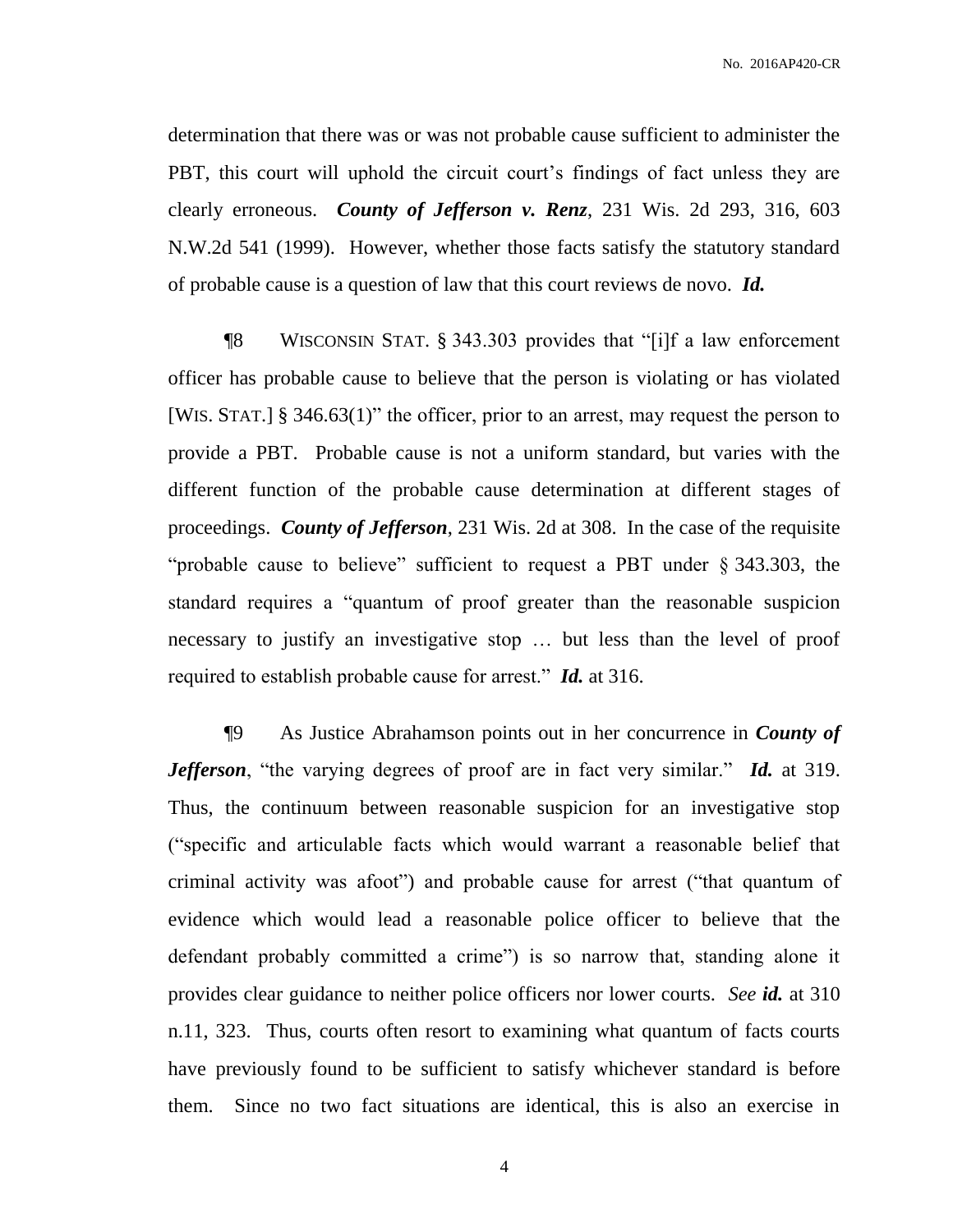determination that there was or was not probable cause sufficient to administer the PBT, this court will uphold the circuit court's findings of fact unless they are clearly erroneous. ***County of Jefferson v. Renz***, 231 Wis. 2d 293, 316, 603 N.W.2d 541 (1999). However, whether those facts satisfy the statutory standard of probable cause is a question of law that this court reviews de novo. ***Id.***

¶8 WISCONSIN STAT. § 343.303 provides that "[i]f a law enforcement officer has probable cause to believe that the person is violating or has violated [WIS. STAT.] § 346.63(1)" the officer, prior to an arrest, may request the person to provide a PBT. Probable cause is not a uniform standard, but varies with the different function of the probable cause determination at different stages of proceedings. ***County of Jefferson***, 231 Wis. 2d at 308. In the case of the requisite "probable cause to believe" sufficient to request a PBT under § 343.303, the standard requires a "quantum of proof greater than the reasonable suspicion necessary to justify an investigative stop … but less than the level of proof required to establish probable cause for arrest." ***Id.*** at 316.

¶9 As Justice Abrahamson points out in her concurrence in ***County of Jefferson***, "the varying degrees of proof are in fact very similar." ***Id.*** at 319. Thus, the continuum between reasonable suspicion for an investigative stop ("specific and articulable facts which would warrant a reasonable belief that criminal activity was afoot") and probable cause for arrest ("that quantum of evidence which would lead a reasonable police officer to believe that the defendant probably committed a crime") is so narrow that, standing alone it provides clear guidance to neither police officers nor lower courts. *See* ***id.*** at 310 n.11, 323. Thus, courts often resort to examining what quantum of facts courts have previously found to be sufficient to satisfy whichever standard is before them. Since no two fact situations are identical, this is also an exercise in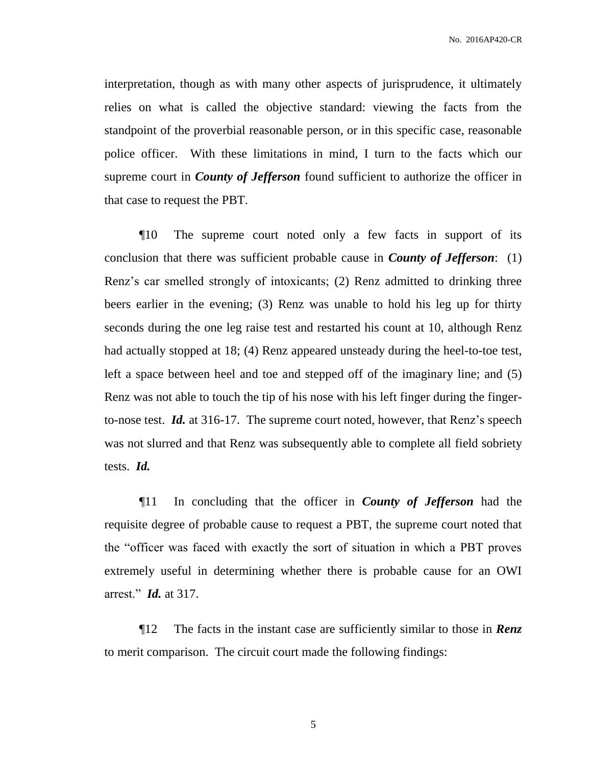interpretation, though as with many other aspects of jurisprudence, it ultimately relies on what is called the objective standard: viewing the facts from the standpoint of the proverbial reasonable person, or in this specific case, reasonable police officer. With these limitations in mind, I turn to the facts which our supreme court in ***County of Jefferson*** found sufficient to authorize the officer in that case to request the PBT.

¶10 The supreme court noted only a few facts in support of its conclusion that there was sufficient probable cause in ***County of Jefferson***: (1) Renz's car smelled strongly of intoxicants; (2) Renz admitted to drinking three beers earlier in the evening; (3) Renz was unable to hold his leg up for thirty seconds during the one leg raise test and restarted his count at 10, although Renz had actually stopped at 18; (4) Renz appeared unsteady during the heel-to-toe test, left a space between heel and toe and stepped off of the imaginary line; and (5) Renz was not able to touch the tip of his nose with his left finger during the finger-to-nose test. ***Id.*** at 316-17. The supreme court noted, however, that Renz's speech was not slurred and that Renz was subsequently able to complete all field sobriety tests. ***Id.***

¶11 In concluding that the officer in ***County of Jefferson*** had the requisite degree of probable cause to request a PBT, the supreme court noted that the "officer was faced with exactly the sort of situation in which a PBT proves extremely useful in determining whether there is probable cause for an OWI arrest." ***Id.*** at 317.

¶12 The facts in the instant case are sufficiently similar to those in ***Renz*** to merit comparison. The circuit court made the following findings: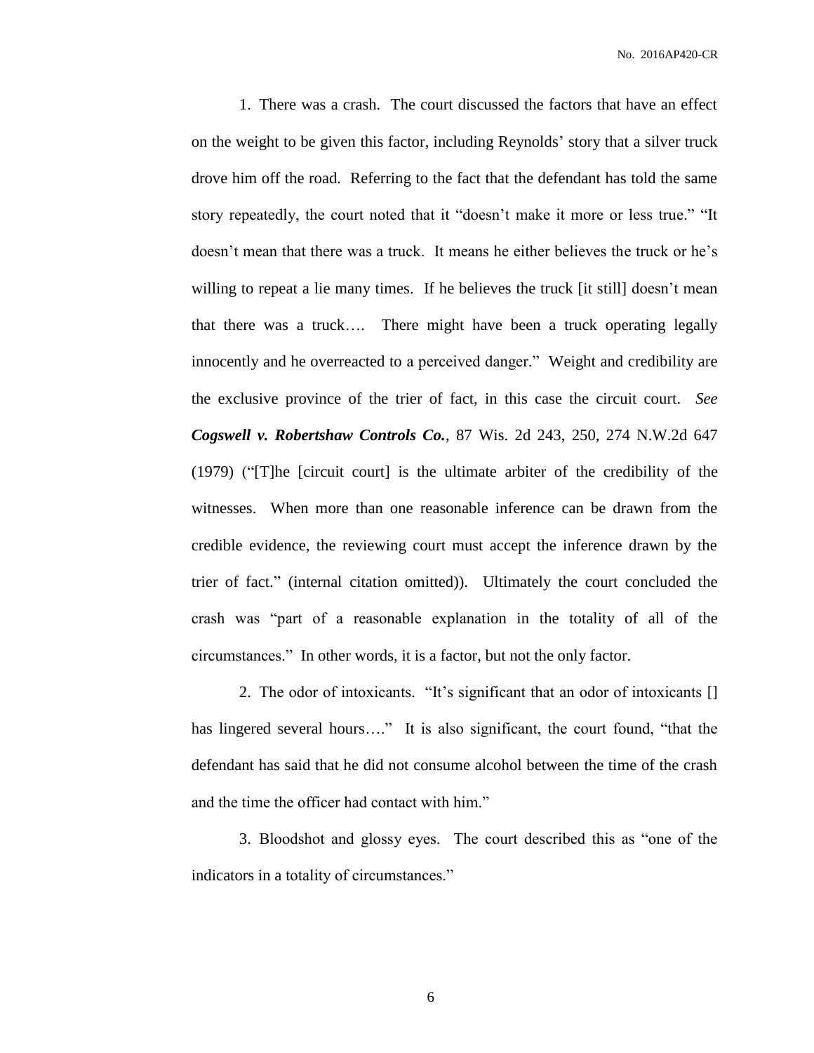1. There was a crash. The court discussed the factors that have an effect on the weight to be given this factor, including Reynolds' story that a silver truck drove him off the road. Referring to the fact that the defendant has told the same story repeatedly, the court noted that it "doesn't make it more or less true." "It doesn't mean that there was a truck. It means he either believes the truck or he's willing to repeat a lie many times. If he believes the truck [it still] doesn't mean that there was a truck…. There might have been a truck operating legally innocently and he overreacted to a perceived danger." Weight and credibility are the exclusive province of the trier of fact, in this case the circuit court. *See* ***Cogswell v. Robertshaw Controls Co.***, 87 Wis. 2d 243, 250, 274 N.W.2d 647 (1979) ("[T]he [circuit court] is the ultimate arbiter of the credibility of the witnesses. When more than one reasonable inference can be drawn from the credible evidence, the reviewing court must accept the inference drawn by the trier of fact." (internal citation omitted)). Ultimately the court concluded the crash was "part of a reasonable explanation in the totality of all of the circumstances." In other words, it is a factor, but not the only factor.

2. The odor of intoxicants. "It's significant that an odor of intoxicants [] has lingered several hours…." It is also significant, the court found, "that the defendant has said that he did not consume alcohol between the time of the crash and the time the officer had contact with him."

3. Bloodshot and glossy eyes. The court described this as "one of the indicators in a totality of circumstances."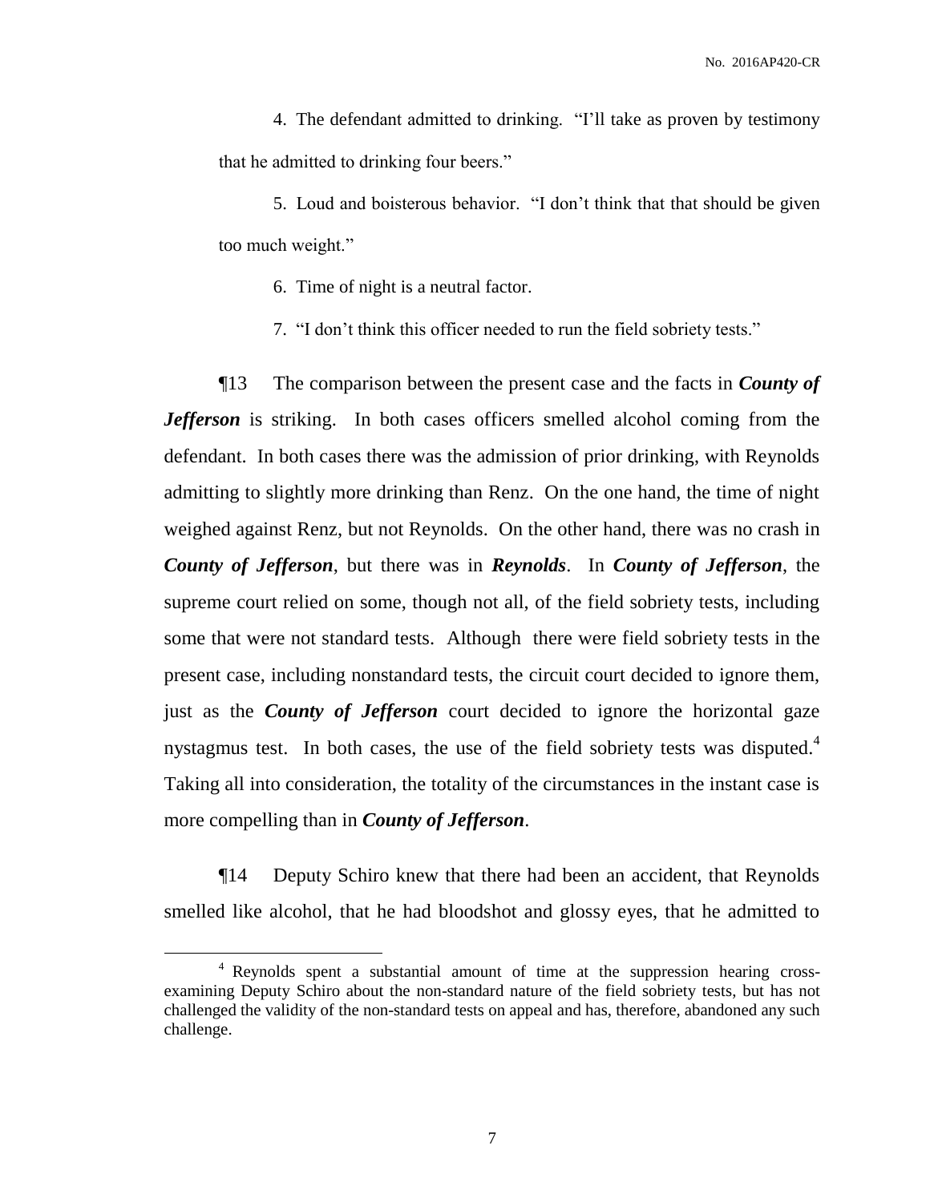4. The defendant admitted to drinking. "I'll take as proven by testimony that he admitted to drinking four beers."

5. Loud and boisterous behavior. "I don't think that that should be given too much weight."

6. Time of night is a neutral factor.

7. "I don't think this officer needed to run the field sobriety tests."

¶13 The comparison between the present case and the facts in ***County of Jefferson*** is striking. In both cases officers smelled alcohol coming from the defendant. In both cases there was the admission of prior drinking, with Reynolds admitting to slightly more drinking than Renz. On the one hand, the time of night weighed against Renz, but not Reynolds. On the other hand, there was no crash in ***County of Jefferson***, but there was in ***Reynolds***. In ***County of Jefferson***, the supreme court relied on some, though not all, of the field sobriety tests, including some that were not standard tests. Although there were field sobriety tests in the present case, including nonstandard tests, the circuit court decided to ignore them, just as the ***County of Jefferson*** court decided to ignore the horizontal gaze nystagmus test. In both cases, the use of the field sobriety tests was disputed.[4] Taking all into consideration, the totality of the circumstances in the instant case is more compelling than in ***County of Jefferson***.

¶14 Deputy Schiro knew that there had been an accident, that Reynolds smelled like alcohol, that he had bloodshot and glossy eyes, that he admitted to

[4] Reynolds spent a substantial amount of time at the suppression hearing cross-examining Deputy Schiro about the non-standard nature of the field sobriety tests, but has not challenged the validity of the non-standard tests on appeal and has, therefore, abandoned any such challenge.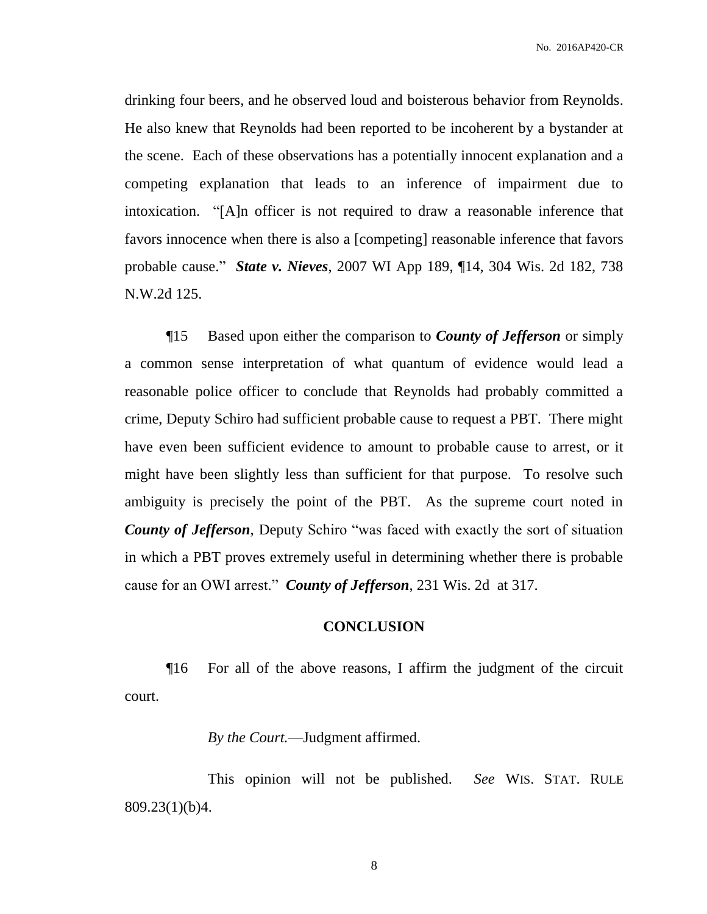drinking four beers, and he observed loud and boisterous behavior from Reynolds. He also knew that Reynolds had been reported to be incoherent by a bystander at the scene. Each of these observations has a potentially innocent explanation and a competing explanation that leads to an inference of impairment due to intoxication. "[A]n officer is not required to draw a reasonable inference that favors innocence when there is also a [competing] reasonable inference that favors probable cause." ***State v. Nieves***, 2007 WI App 189, ¶14, 304 Wis. 2d 182, 738 N.W.2d 125.

¶15 Based upon either the comparison to ***County of Jefferson*** or simply a common sense interpretation of what quantum of evidence would lead a reasonable police officer to conclude that Reynolds had probably committed a crime, Deputy Schiro had sufficient probable cause to request a PBT. There might have even been sufficient evidence to amount to probable cause to arrest, or it might have been slightly less than sufficient for that purpose. To resolve such ambiguity is precisely the point of the PBT. As the supreme court noted in ***County of Jefferson***, Deputy Schiro "was faced with exactly the sort of situation in which a PBT proves extremely useful in determining whether there is probable cause for an OWI arrest." ***County of Jefferson***, 231 Wis. 2d at 317.

## CONCLUSION

¶16 For all of the above reasons, I affirm the judgment of the circuit court.

*By the Court.*—Judgment affirmed.

This opinion will not be published. *See* WIS. STAT. RULE 809.23(1)(b)4.